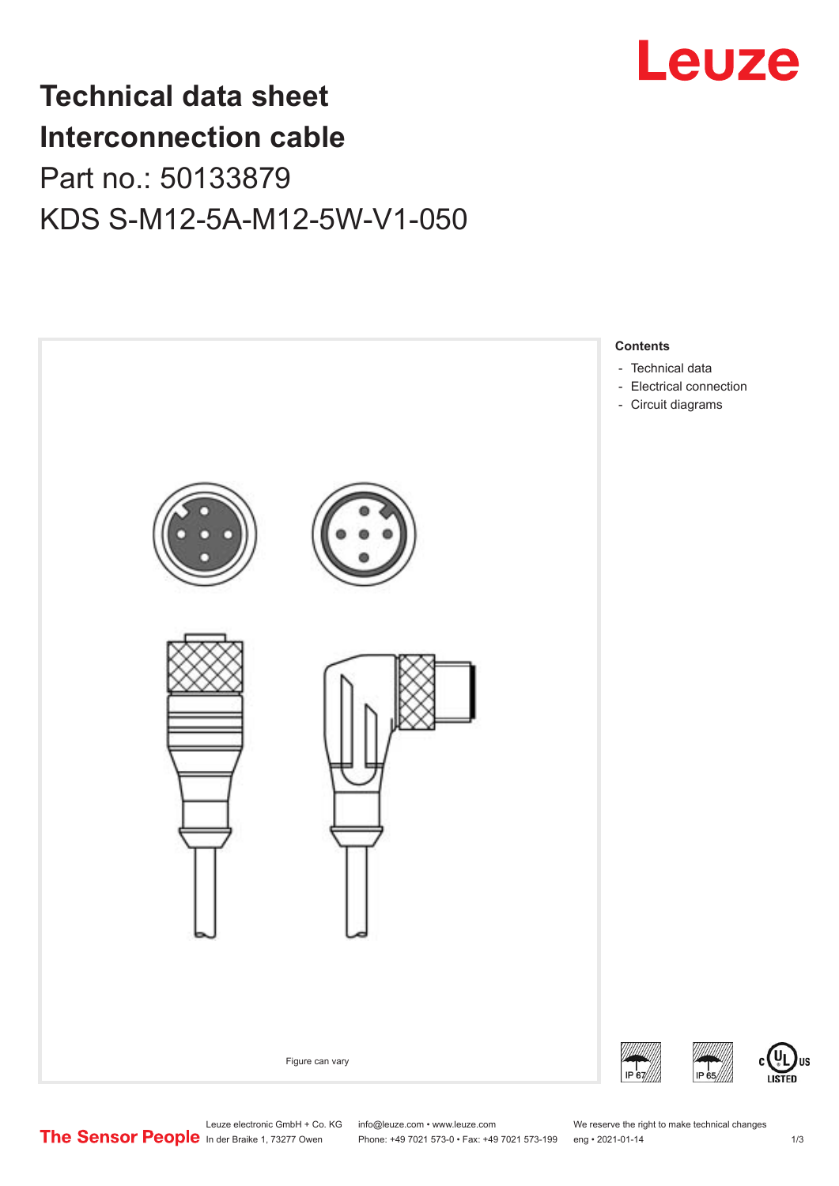# Technical data sheet
# Interconnection cable
## Part no.: 50133879
## KDS S-M12-5A-M12-5W-V1-050

Figure can vary

**Contents**

- Technical data
- Electrical connection
- Circuit diagrams

Leuze electronic GmbH + Co. KG
In der Braike 1, 73277 Owen

info@leuze.com • www.leuze.com
Phone: +49 7021 573-0 • Fax: +49 7021 573-199

We reserve the right to make technical changes
eng • 2021-01-14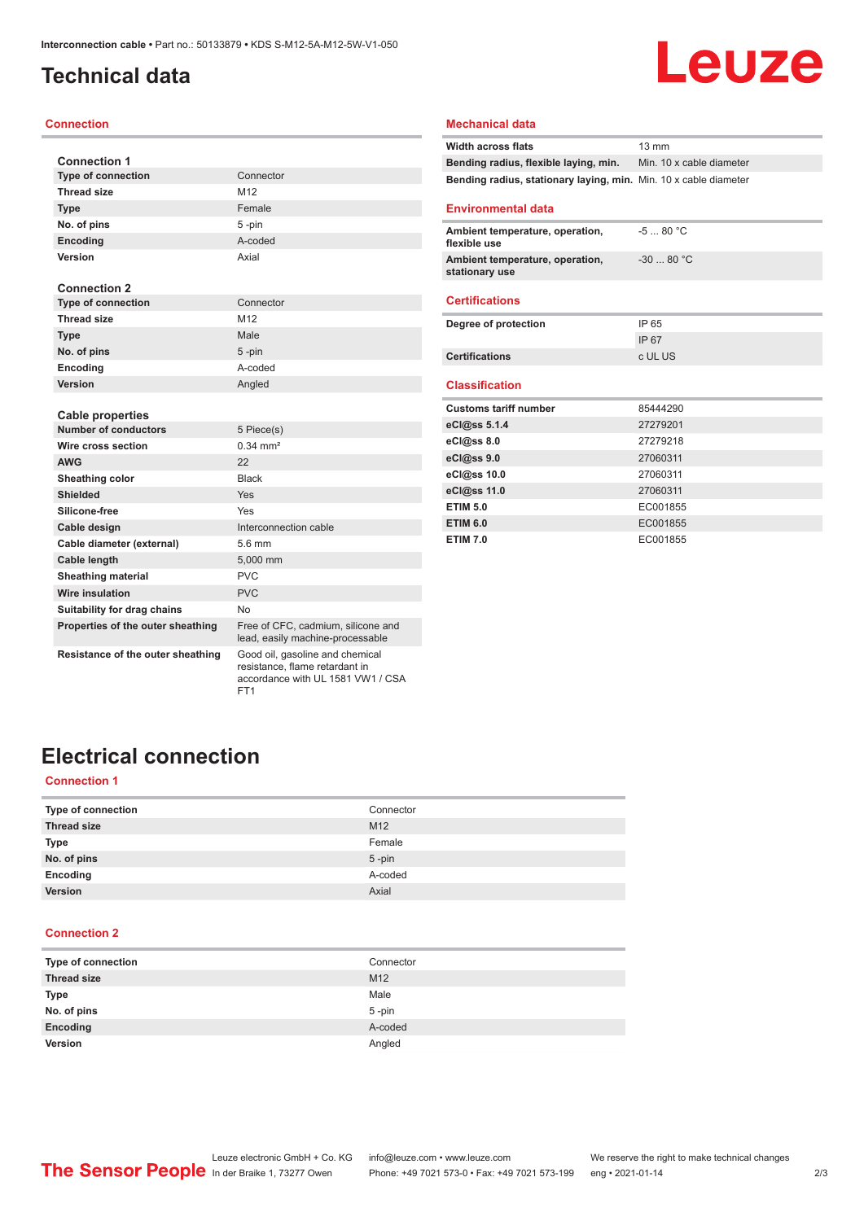# Technical data

## Connection

### Connection 1

| | |
|---|---|
| Type of connection | Connector |
| Thread size | M12 |
| Type | Female |
| No. of pins | 5 -pin |
| Encoding | A-coded |
| Version | Axial |

### Connection 2

| | |
|---|---|
| Type of connection | Connector |
| Thread size | M12 |
| Type | Male |
| No. of pins | 5 -pin |
| Encoding | A-coded |
| Version | Angled |

### Cable properties

| | |
|---|---|
| Number of conductors | 5 Piece(s) |
| Wire cross section | 0.34 mm² |
| AWG | 22 |
| Sheathing color | Black |
| Shielded | Yes |
| Silicone-free | Yes |
| Cable design | Interconnection cable |
| Cable diameter (external) | 5.6 mm |
| Cable length | 5,000 mm |
| Sheathing material | PVC |
| Wire insulation | PVC |
| Suitability for drag chains | No |
| Properties of the outer sheathing | Free of CFC, cadmium, silicone and lead, easily machine-processable |
| Resistance of the outer sheathing | Good oil, gasoline and chemical resistance, flame retardant in accordance with UL 1581 VW1 / CSA FT1 |

## Mechanical data

| | |
|---|---|
| Width across flats | 13 mm |
| Bending radius, flexible laying, min. | Min. 10 x cable diameter |
| Bending radius, stationary laying, min. | Min. 10 x cable diameter |

## Environmental data

| | |
|---|---|
| Ambient temperature, operation, flexible use | -5 ... 80 °C |
| Ambient temperature, operation, stationary use | -30 ... 80 °C |

## Certifications

| | |
|---|---|
| Degree of protection | IP 65 |
| | IP 67 |
| Certifications | c UL US |

## Classification

| | |
|---|---|
| Customs tariff number | 85444290 |
| eCl@ss 5.1.4 | 27279201 |
| eCl@ss 8.0 | 27279218 |
| eCl@ss 9.0 | 27060311 |
| eCl@ss 10.0 | 27060311 |
| eCl@ss 11.0 | 27060311 |
| ETIM 5.0 | EC001855 |
| ETIM 6.0 | EC001855 |
| ETIM 7.0 | EC001855 |

# Electrical connection

## Connection 1

| | |
|---|---|
| Type of connection | Connector |
| Thread size | M12 |
| Type | Female |
| No. of pins | 5 -pin |
| Encoding | A-coded |
| Version | Axial |

## Connection 2

| | |
|---|---|
| Type of connection | Connector |
| Thread size | M12 |
| Type | Male |
| No. of pins | 5 -pin |
| Encoding | A-coded |
| Version | Angled |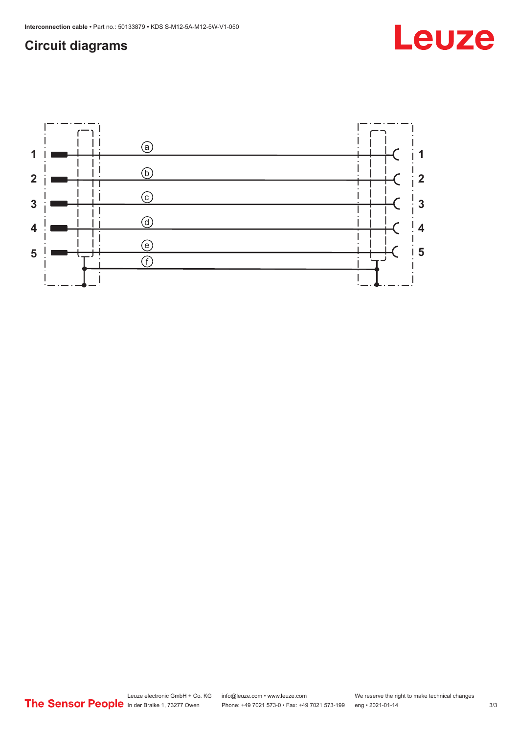## Circuit diagrams

1
2
3
4
5

a
b
c
d
e
f

1
2
3
4
5